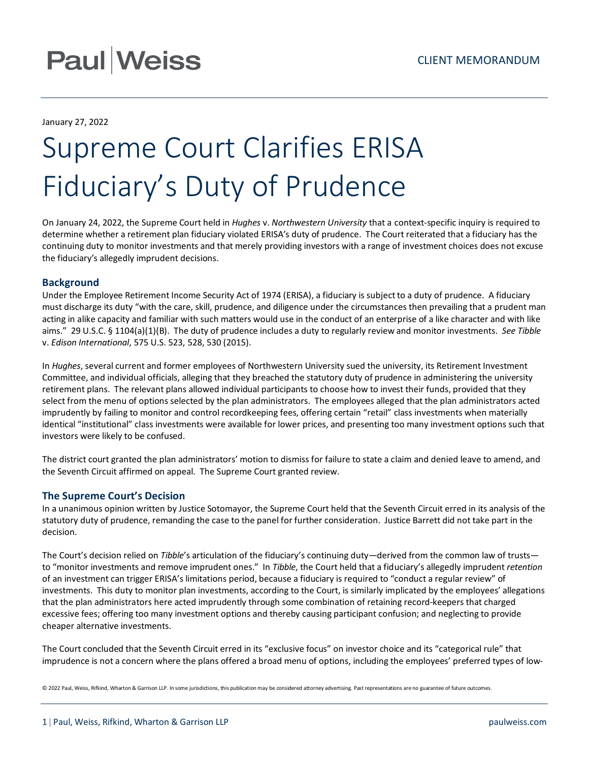Paul | Weiss

CLIENT MEMORANDUM

January 27, 2022

# Supreme Court Clarifies ERISA Fiduciary's Duty of Prudence

On January 24, 2022, the Supreme Court held in *Hughes* v. *Northwestern University* that a context-specific inquiry is required to determine whether a retirement plan fiduciary violated ERISA's duty of prudence. The Court reiterated that a fiduciary has the continuing duty to monitor investments and that merely providing investors with a range of investment choices does not excuse the fiduciary's allegedly imprudent decisions.

## Background

Under the Employee Retirement Income Security Act of 1974 (ERISA), a fiduciary is subject to a duty of prudence. A fiduciary must discharge its duty "with the care, skill, prudence, and diligence under the circumstances then prevailing that a prudent man acting in alike capacity and familiar with such matters would use in the conduct of an enterprise of a like character and with like aims." 29 U.S.C. § 1104(a)(1)(B). The duty of prudence includes a duty to regularly review and monitor investments. *See Tibble* v. *Edison International*, 575 U.S. 523, 528, 530 (2015).

In *Hughes*, several current and former employees of Northwestern University sued the university, its Retirement Investment Committee, and individual officials, alleging that they breached the statutory duty of prudence in administering the university retirement plans. The relevant plans allowed individual participants to choose how to invest their funds, provided that they select from the menu of options selected by the plan administrators. The employees alleged that the plan administrators acted imprudently by failing to monitor and control recordkeeping fees, offering certain "retail" class investments when materially identical "institutional" class investments were available for lower prices, and presenting too many investment options such that investors were likely to be confused.

The district court granted the plan administrators' motion to dismiss for failure to state a claim and denied leave to amend, and the Seventh Circuit affirmed on appeal. The Supreme Court granted review.

## The Supreme Court's Decision

In a unanimous opinion written by Justice Sotomayor, the Supreme Court held that the Seventh Circuit erred in its analysis of the statutory duty of prudence, remanding the case to the panel for further consideration. Justice Barrett did not take part in the decision.

The Court's decision relied on *Tibble*'s articulation of the fiduciary's continuing duty—derived from the common law of trusts—to "monitor investments and remove imprudent ones." In *Tibble*, the Court held that a fiduciary's allegedly imprudent *retention* of an investment can trigger ERISA's limitations period, because a fiduciary is required to "conduct a regular review" of investments. This duty to monitor plan investments, according to the Court, is similarly implicated by the employees' allegations that the plan administrators here acted imprudently through some combination of retaining record-keepers that charged excessive fees; offering too many investment options and thereby causing participant confusion; and neglecting to provide cheaper alternative investments.

The Court concluded that the Seventh Circuit erred in its "exclusive focus" on investor choice and its "categorical rule" that imprudence is not a concern where the plans offered a broad menu of options, including the employees' preferred types of low-

© 2022 Paul, Weiss, Rifkind, Wharton & Garrison LLP. In some jurisdictions, this publication may be considered attorney advertising. Past representations are no guarantee of future outcomes.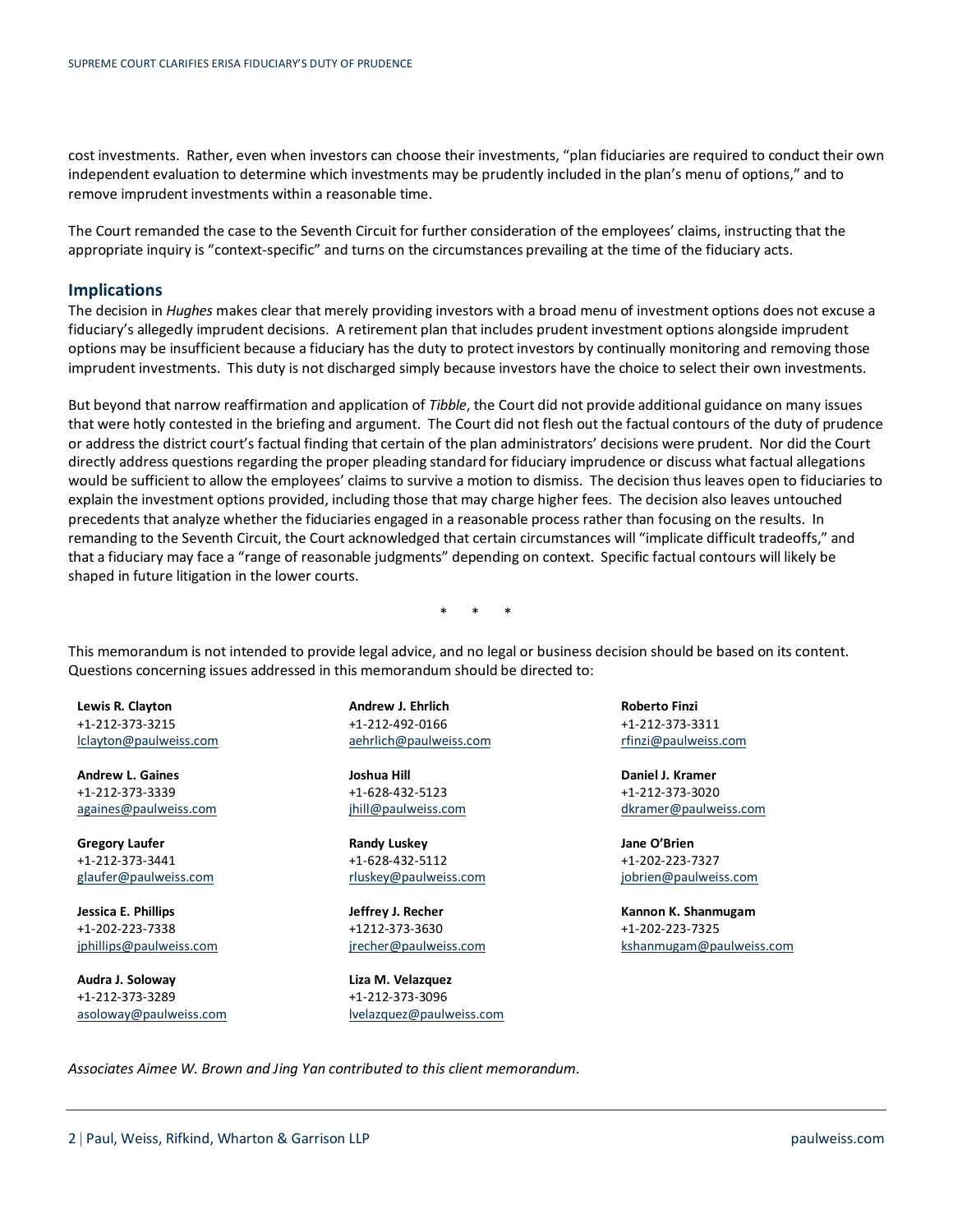cost investments. Rather, even when investors can choose their investments, "plan fiduciaries are required to conduct their own independent evaluation to determine which investments may be prudently included in the plan's menu of options," and to remove imprudent investments within a reasonable time.

The Court remanded the case to the Seventh Circuit for further consideration of the employees' claims, instructing that the appropriate inquiry is "context-specific" and turns on the circumstances prevailing at the time of the fiduciary acts.

## Implications

The decision in *Hughes* makes clear that merely providing investors with a broad menu of investment options does not excuse a fiduciary's allegedly imprudent decisions. A retirement plan that includes prudent investment options alongside imprudent options may be insufficient because a fiduciary has the duty to protect investors by continually monitoring and removing those imprudent investments. This duty is not discharged simply because investors have the choice to select their own investments.

But beyond that narrow reaffirmation and application of *Tibble*, the Court did not provide additional guidance on many issues that were hotly contested in the briefing and argument. The Court did not flesh out the factual contours of the duty of prudence or address the district court's factual finding that certain of the plan administrators' decisions were prudent. Nor did the Court directly address questions regarding the proper pleading standard for fiduciary imprudence or discuss what factual allegations would be sufficient to allow the employees' claims to survive a motion to dismiss. The decision thus leaves open to fiduciaries to explain the investment options provided, including those that may charge higher fees. The decision also leaves untouched precedents that analyze whether the fiduciaries engaged in a reasonable process rather than focusing on the results. In remanding to the Seventh Circuit, the Court acknowledged that certain circumstances will "implicate difficult tradeoffs," and that a fiduciary may face a "range of reasonable judgments" depending on context. Specific factual contours will likely be shaped in future litigation in the lower courts.

\* \* \*

This memorandum is not intended to provide legal advice, and no legal or business decision should be based on its content. Questions concerning issues addressed in this memorandum should be directed to:

**Lewis R. Clayton**
+1-212-373-3215
lclayton@paulweiss.com

**Andrew J. Ehrlich**
+1-212-492-0166
aehrlich@paulweiss.com

**Roberto Finzi**
+1-212-373-3311
rfinzi@paulweiss.com

**Andrew L. Gaines**
+1-212-373-3339
againes@paulweiss.com

**Joshua Hill**
+1-628-432-5123
jhill@paulweiss.com

**Daniel J. Kramer**
+1-212-373-3020
dkramer@paulweiss.com

**Gregory Laufer**
+1-212-373-3441
glaufer@paulweiss.com

**Randy Luskey**
+1-628-432-5112
rluskey@paulweiss.com

**Jane O'Brien**
+1-202-223-7327
jobrien@paulweiss.com

**Jessica E. Phillips**
+1-202-223-7338
jphillips@paulweiss.com

**Jeffrey J. Recher**
+1212-373-3630
jrecher@paulweiss.com

**Kannon K. Shanmugam**
+1-202-223-7325
kshanmugam@paulweiss.com

**Audra J. Soloway**
+1-212-373-3289
asoloway@paulweiss.com

**Liza M. Velazquez**
+1-212-373-3096
lvelazquez@paulweiss.com

*Associates Aimee W. Brown and Jing Yan contributed to this client memorandum.*